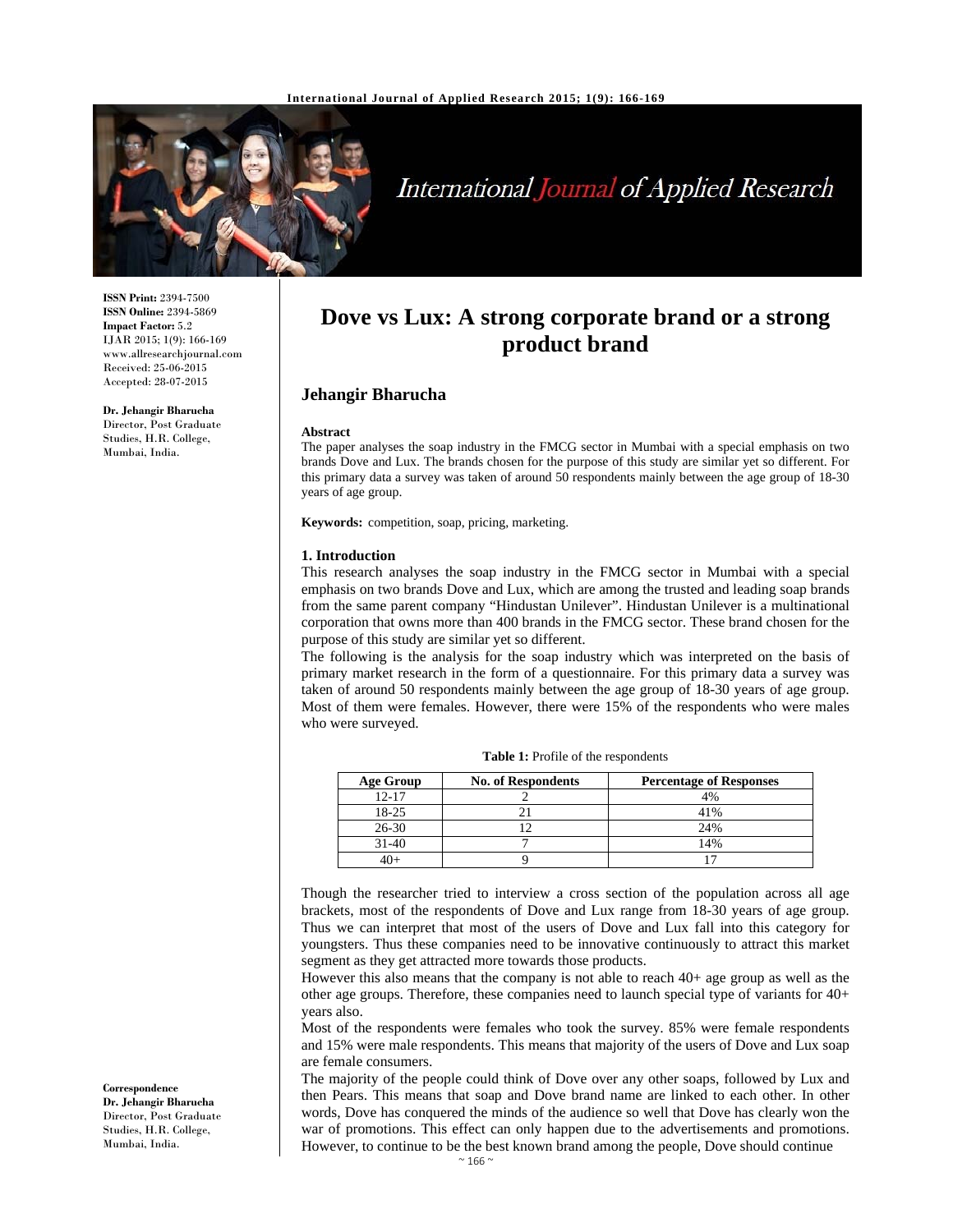ISSN Print: 2394-7500
ISSN Online: 2394-5869
Impact Factor: 5.2
IJAR 2015; 1(9): 166-169
www.allresearchjournal.com
Received: 25-06-2015
Accepted: 28-07-2015

**Dr. Jehangir Bharucha**
Director, Post Graduate Studies, H.R. College, Mumbai, India.

**Correspondence**
**Dr. Jehangir Bharucha**
Director, Post Graduate Studies, H.R. College, Mumbai, India.

# Dove vs Lux: A strong corporate brand or a strong product brand

## Jehangir Bharucha

### Abstract

The paper analyses the soap industry in the FMCG sector in Mumbai with a special emphasis on two brands Dove and Lux. The brands chosen for the purpose of this study are similar yet so different. For this primary data a survey was taken of around 50 respondents mainly between the age group of 18-30 years of age group.

**Keywords:** competition, soap, pricing, marketing.

### 1. Introduction

This research analyses the soap industry in the FMCG sector in Mumbai with a special emphasis on two brands Dove and Lux, which are among the trusted and leading soap brands from the same parent company "Hindustan Unilever". Hindustan Unilever is a multinational corporation that owns more than 400 brands in the FMCG sector. These brand chosen for the purpose of this study are similar yet so different.

The following is the analysis for the soap industry which was interpreted on the basis of primary market research in the form of a questionnaire. For this primary data a survey was taken of around 50 respondents mainly between the age group of 18-30 years of age group. Most of them were females. However, there were 15% of the respondents who were males who were surveyed.

**Table 1:** Profile of the respondents

| Age Group | No. of Respondents | Percentage of Responses |
|---|---|---|
| 12-17 | 2 | 4% |
| 18-25 | 21 | 41% |
| 26-30 | 12 | 24% |
| 31-40 | 7 | 14% |
| 40+ | 9 | 17 |

Though the researcher tried to interview a cross section of the population across all age brackets, most of the respondents of Dove and Lux range from 18-30 years of age group. Thus we can interpret that most of the users of Dove and Lux fall into this category for youngsters. Thus these companies need to be innovative continuously to attract this market segment as they get attracted more towards those products.

However this also means that the company is not able to reach 40+ age group as well as the other age groups. Therefore, these companies need to launch special type of variants for 40+ years also.

Most of the respondents were females who took the survey. 85% were female respondents and 15% were male respondents. This means that majority of the users of Dove and Lux soap are female consumers.

The majority of the people could think of Dove over any other soaps, followed by Lux and then Pears. This means that soap and Dove brand name are linked to each other. In other words, Dove has conquered the minds of the audience so well that Dove has clearly won the war of promotions. This effect can only happen due to the advertisements and promotions. However, to continue to be the best known brand among the people, Dove should continue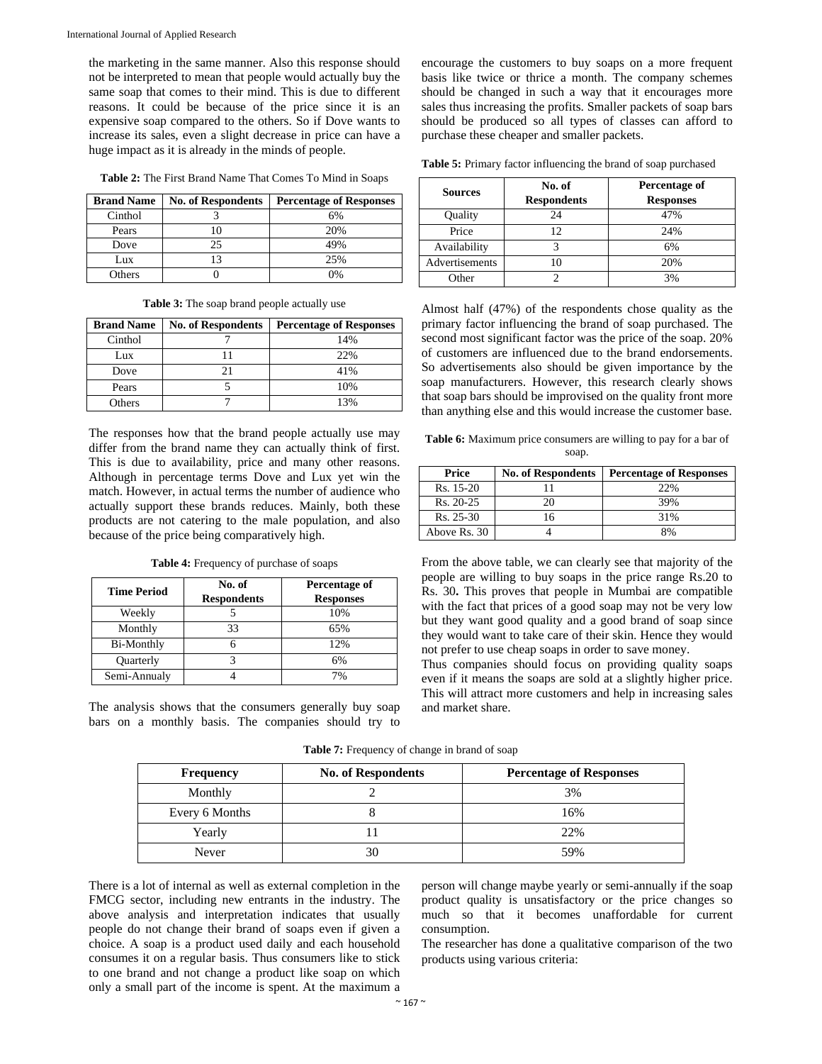the marketing in the same manner. Also this response should not be interpreted to mean that people would actually buy the same soap that comes to their mind. This is due to different reasons. It could be because of the price since it is an expensive soap compared to the others. So if Dove wants to increase its sales, even a slight decrease in price can have a huge impact as it is already in the minds of people.

**Table 2:** The First Brand Name That Comes To Mind in Soaps

| Brand Name | No. of Respondents | Percentage of Responses |
|---|---|---|
| Cinthol | 3 | 6% |
| Pears | 10 | 20% |
| Dove | 25 | 49% |
| Lux | 13 | 25% |
| Others | 0 | 0% |

**Table 3:** The soap brand people actually use

| Brand Name | No. of Respondents | Percentage of Responses |
|---|---|---|
| Cinthol | 7 | 14% |
| Lux | 11 | 22% |
| Dove | 21 | 41% |
| Pears | 5 | 10% |
| Others | 7 | 13% |

The responses how that the brand people actually use may differ from the brand name they can actually think of first. This is due to availability, price and many other reasons. Although in percentage terms Dove and Lux yet win the match. However, in actual terms the number of audience who actually support these brands reduces. Mainly, both these products are not catering to the male population, and also because of the price being comparatively high.

**Table 4:** Frequency of purchase of soaps

| Time Period | No. of Respondents | Percentage of Responses |
|---|---|---|
| Weekly | 5 | 10% |
| Monthly | 33 | 65% |
| Bi-Monthly | 6 | 12% |
| Quarterly | 3 | 6% |
| Semi-Annualy | 4 | 7% |

The analysis shows that the consumers generally buy soap bars on a monthly basis. The companies should try to encourage the customers to buy soaps on a more frequent basis like twice or thrice a month. The company schemes should be changed in such a way that it encourages more sales thus increasing the profits. Smaller packets of soap bars should be produced so all types of classes can afford to purchase these cheaper and smaller packets.

**Table 5:** Primary factor influencing the brand of soap purchased

| Sources | No. of Respondents | Percentage of Responses |
|---|---|---|
| Quality | 24 | 47% |
| Price | 12 | 24% |
| Availability | 3 | 6% |
| Advertisements | 10 | 20% |
| Other | 2 | 3% |

Almost half (47%) of the respondents chose quality as the primary factor influencing the brand of soap purchased. The second most significant factor was the price of the soap. 20% of customers are influenced due to the brand endorsements. So advertisements also should be given importance by the soap manufacturers. However, this research clearly shows that soap bars should be improvised on the quality front more than anything else and this would increase the customer base.

**Table 6:** Maximum price consumers are willing to pay for a bar of soap.

| Price | No. of Respondents | Percentage of Responses |
|---|---|---|
| Rs. 15-20 | 11 | 22% |
| Rs. 20-25 | 20 | 39% |
| Rs. 25-30 | 16 | 31% |
| Above Rs. 30 | 4 | 8% |

From the above table, we can clearly see that majority of the people are willing to buy soaps in the price range Rs.20 to Rs. 30**.** This proves that people in Mumbai are compatible with the fact that prices of a good soap may not be very low but they want good quality and a good brand of soap since they would want to take care of their skin. Hence they would not prefer to use cheap soaps in order to save money.

Thus companies should focus on providing quality soaps even if it means the soaps are sold at a slightly higher price. This will attract more customers and help in increasing sales and market share.

**Table 7:** Frequency of change in brand of soap

| Frequency | No. of Respondents | Percentage of Responses |
|---|---|---|
| Monthly | 2 | 3% |
| Every 6 Months | 8 | 16% |
| Yearly | 11 | 22% |
| Never | 30 | 59% |

There is a lot of internal as well as external completion in the FMCG sector, including new entrants in the industry. The above analysis and interpretation indicates that usually people do not change their brand of soaps even if given a choice. A soap is a product used daily and each household consumes it on a regular basis. Thus consumers like to stick to one brand and not change a product like soap on which only a small part of the income is spent. At the maximum a person will change maybe yearly or semi-annually if the soap product quality is unsatisfactory or the price changes so much so that it becomes unaffordable for current consumption.

The researcher has done a qualitative comparison of the two products using various criteria: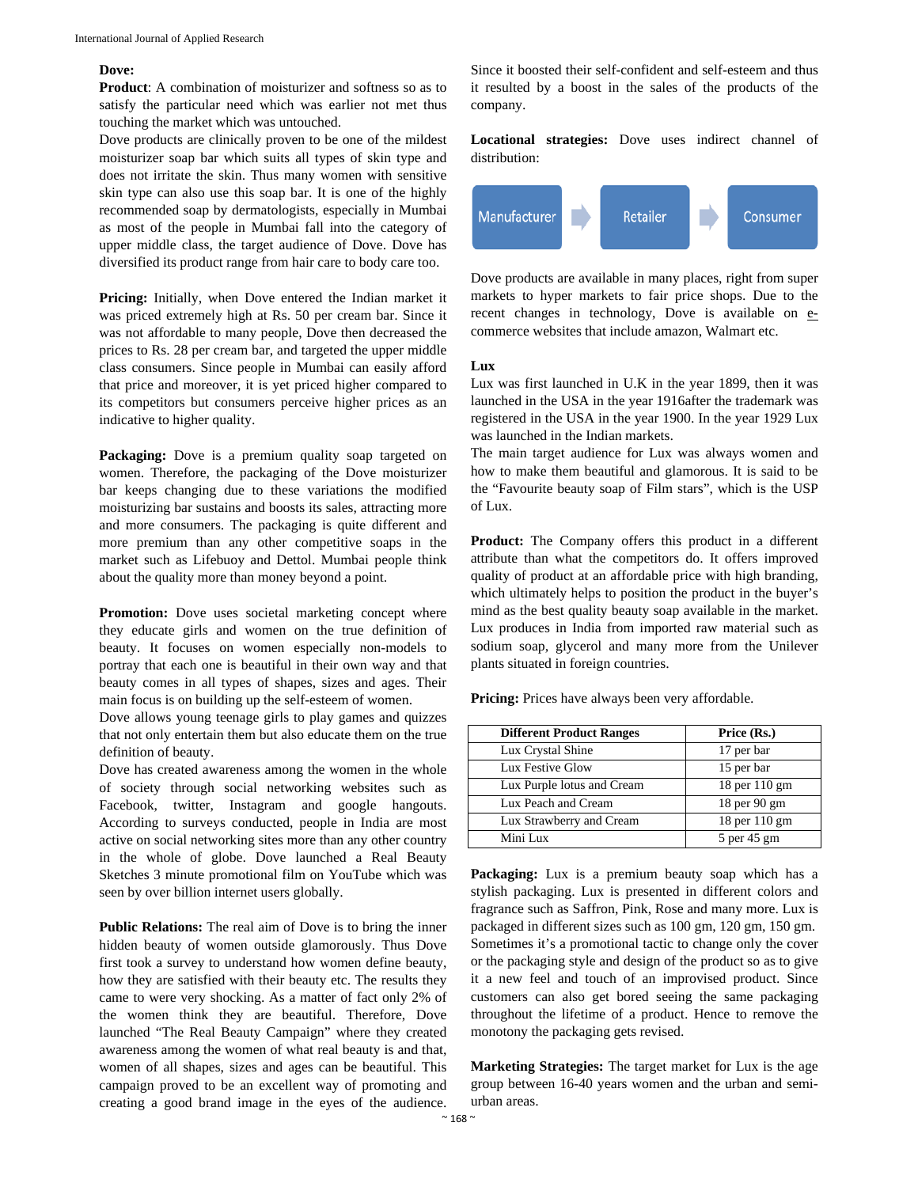**Dove:**

**Product**: A combination of moisturizer and softness so as to satisfy the particular need which was earlier not met thus touching the market which was untouched.

Dove products are clinically proven to be one of the mildest moisturizer soap bar which suits all types of skin type and does not irritate the skin. Thus many women with sensitive skin type can also use this soap bar. It is one of the highly recommended soap by dermatologists, especially in Mumbai as most of the people in Mumbai fall into the category of upper middle class, the target audience of Dove. Dove has diversified its product range from hair care to body care too.

**Pricing:** Initially, when Dove entered the Indian market it was priced extremely high at Rs. 50 per cream bar. Since it was not affordable to many people, Dove then decreased the prices to Rs. 28 per cream bar, and targeted the upper middle class consumers. Since people in Mumbai can easily afford that price and moreover, it is yet priced higher compared to its competitors but consumers perceive higher prices as an indicative to higher quality.

**Packaging:** Dove is a premium quality soap targeted on women. Therefore, the packaging of the Dove moisturizer bar keeps changing due to these variations the modified moisturizing bar sustains and boosts its sales, attracting more and more consumers. The packaging is quite different and more premium than any other competitive soaps in the market such as Lifebuoy and Dettol. Mumbai people think about the quality more than money beyond a point.

**Promotion:** Dove uses societal marketing concept where they educate girls and women on the true definition of beauty. It focuses on women especially non-models to portray that each one is beautiful in their own way and that beauty comes in all types of shapes, sizes and ages. Their main focus is on building up the self-esteem of women.

Dove allows young teenage girls to play games and quizzes that not only entertain them but also educate them on the true definition of beauty.

Dove has created awareness among the women in the whole of society through social networking websites such as Facebook, twitter, Instagram and google hangouts. According to surveys conducted, people in India are most active on social networking sites more than any other country in the whole of globe. Dove launched a Real Beauty Sketches 3 minute promotional film on YouTube which was seen by over billion internet users globally.

**Public Relations:** The real aim of Dove is to bring the inner hidden beauty of women outside glamorously. Thus Dove first took a survey to understand how women define beauty, how they are satisfied with their beauty etc. The results they came to were very shocking. As a matter of fact only 2% of the women think they are beautiful. Therefore, Dove launched "The Real Beauty Campaign" where they created awareness among the women of what real beauty is and that, women of all shapes, sizes and ages can be beautiful. This campaign proved to be an excellent way of promoting and creating a good brand image in the eyes of the audience. Since it boosted their self-confident and self-esteem and thus it resulted by a boost in the sales of the products of the company.

**Locational strategies:** Dove uses indirect channel of distribution:

Manufacturer → Retailer → Consumer

Dove products are available in many places, right from super markets to hyper markets to fair price shops. Due to the recent changes in technology, Dove is available on e-commerce websites that include amazon, Walmart etc.

**Lux**

Lux was first launched in U.K in the year 1899, then it was launched in the USA in the year 1916after the trademark was registered in the USA in the year 1900. In the year 1929 Lux was launched in the Indian markets.

The main target audience for Lux was always women and how to make them beautiful and glamorous. It is said to be the "Favourite beauty soap of Film stars", which is the USP of Lux.

**Product:** The Company offers this product in a different attribute than what the competitors do. It offers improved quality of product at an affordable price with high branding, which ultimately helps to position the product in the buyer's mind as the best quality beauty soap available in the market. Lux produces in India from imported raw material such as sodium soap, glycerol and many more from the Unilever plants situated in foreign countries.

**Pricing:** Prices have always been very affordable.

| Different Product Ranges | Price (Rs.) |
|---|---|
| Lux Crystal Shine | 17 per bar |
| Lux Festive Glow | 15 per bar |
| Lux Purple lotus and Cream | 18 per 110 gm |
| Lux Peach and Cream | 18 per 90 gm |
| Lux Strawberry and Cream | 18 per 110 gm |
| Mini Lux | 5 per 45 gm |

**Packaging:** Lux is a premium beauty soap which has a stylish packaging. Lux is presented in different colors and fragrance such as Saffron, Pink, Rose and many more. Lux is packaged in different sizes such as 100 gm, 120 gm, 150 gm. Sometimes it's a promotional tactic to change only the cover or the packaging style and design of the product so as to give it a new feel and touch of an improvised product. Since customers can also get bored seeing the same packaging throughout the lifetime of a product. Hence to remove the monotony the packaging gets revised.

**Marketing Strategies:** The target market for Lux is the age group between 16-40 years women and the urban and semi-urban areas.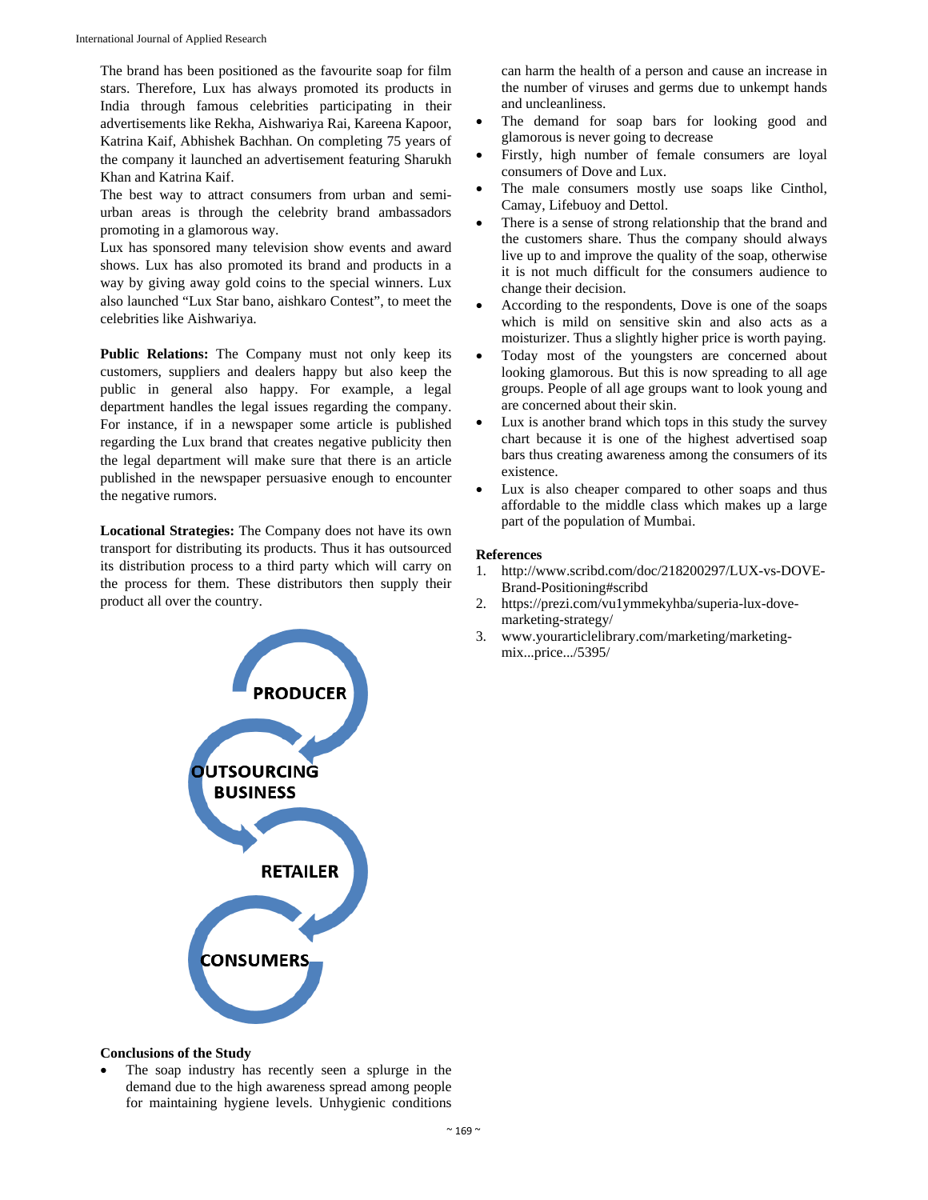The brand has been positioned as the favourite soap for film stars. Therefore, Lux has always promoted its products in India through famous celebrities participating in their advertisements like Rekha, Aishwariya Rai, Kareena Kapoor, Katrina Kaif, Abhishek Bachhan. On completing 75 years of the company it launched an advertisement featuring Sharukh Khan and Katrina Kaif.

The best way to attract consumers from urban and semi-urban areas is through the celebrity brand ambassadors promoting in a glamorous way.

Lux has sponsored many television show events and award shows. Lux has also promoted its brand and products in a way by giving away gold coins to the special winners. Lux also launched "Lux Star bano, aishkaro Contest", to meet the celebrities like Aishwariya.

**Public Relations:** The Company must not only keep its customers, suppliers and dealers happy but also keep the public in general also happy. For example, a legal department handles the legal issues regarding the company. For instance, if in a newspaper some article is published regarding the Lux brand that creates negative publicity then the legal department will make sure that there is an article published in the newspaper persuasive enough to encounter the negative rumors.

**Locational Strategies:** The Company does not have its own transport for distributing its products. Thus it has outsourced its distribution process to a third party which will carry on the process for them. These distributors then supply their product all over the country.

PRODUCER

OUTSOURCING BUSINESS

RETAILER

CONSUMERS

**Conclusions of the Study**

- The soap industry has recently seen a splurge in the demand due to the high awareness spread among people for maintaining hygiene levels. Unhygienic conditions can harm the health of a person and cause an increase in the number of viruses and germs due to unkempt hands and uncleanliness.
- The demand for soap bars for looking good and glamorous is never going to decrease
- Firstly, high number of female consumers are loyal consumers of Dove and Lux.
- The male consumers mostly use soaps like Cinthol, Camay, Lifebuoy and Dettol.
- There is a sense of strong relationship that the brand and the customers share. Thus the company should always live up to and improve the quality of the soap, otherwise it is not much difficult for the consumers audience to change their decision.
- According to the respondents, Dove is one of the soaps which is mild on sensitive skin and also acts as a moisturizer. Thus a slightly higher price is worth paying.
- Today most of the youngsters are concerned about looking glamorous. But this is now spreading to all age groups. People of all age groups want to look young and are concerned about their skin.
- Lux is another brand which tops in this study the survey chart because it is one of the highest advertised soap bars thus creating awareness among the consumers of its existence.
- Lux is also cheaper compared to other soaps and thus affordable to the middle class which makes up a large part of the population of Mumbai.

**References**

1. http://www.scribd.com/doc/218200297/LUX-vs-DOVE-Brand-Positioning#scribd
2. https://prezi.com/vu1ymmekyhba/superia-lux-dove-marketing-strategy/
3. www.yourarticlelibrary.com/marketing/marketing-mix...price.../5395/